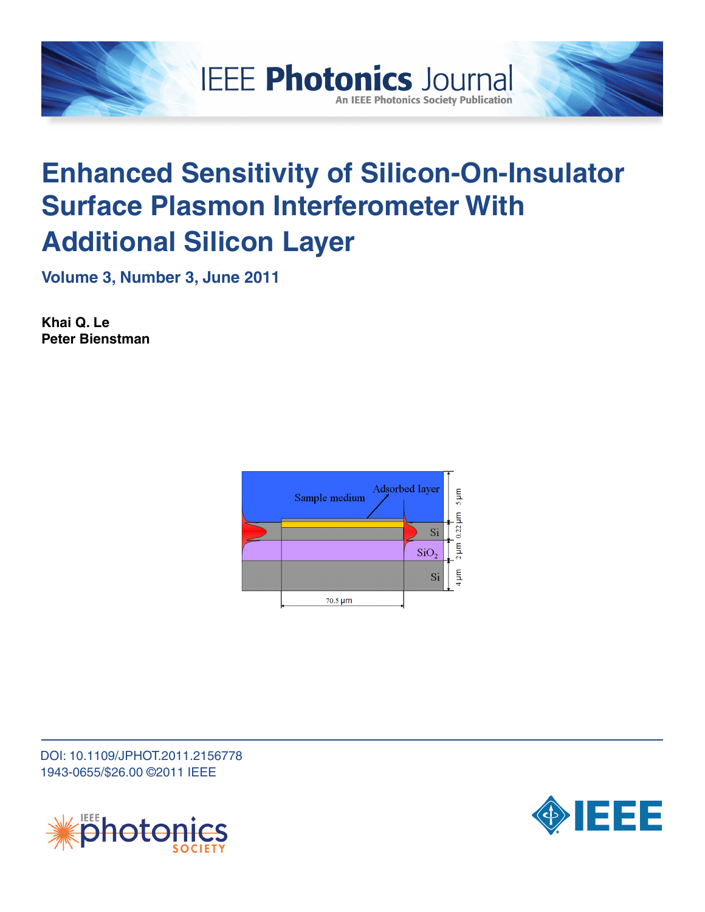# Enhanced Sensitivity of Silicon-On-Insulator Surface Plasmon Interferometer With Additional Silicon Layer

**Volume 3, Number 3, June 2011**

**Khai Q. Le**
**Peter Bienstman**

DOI: 10.1109/JPHOT.2011.2156778
1943-0655/$26.00 ©2011 IEEE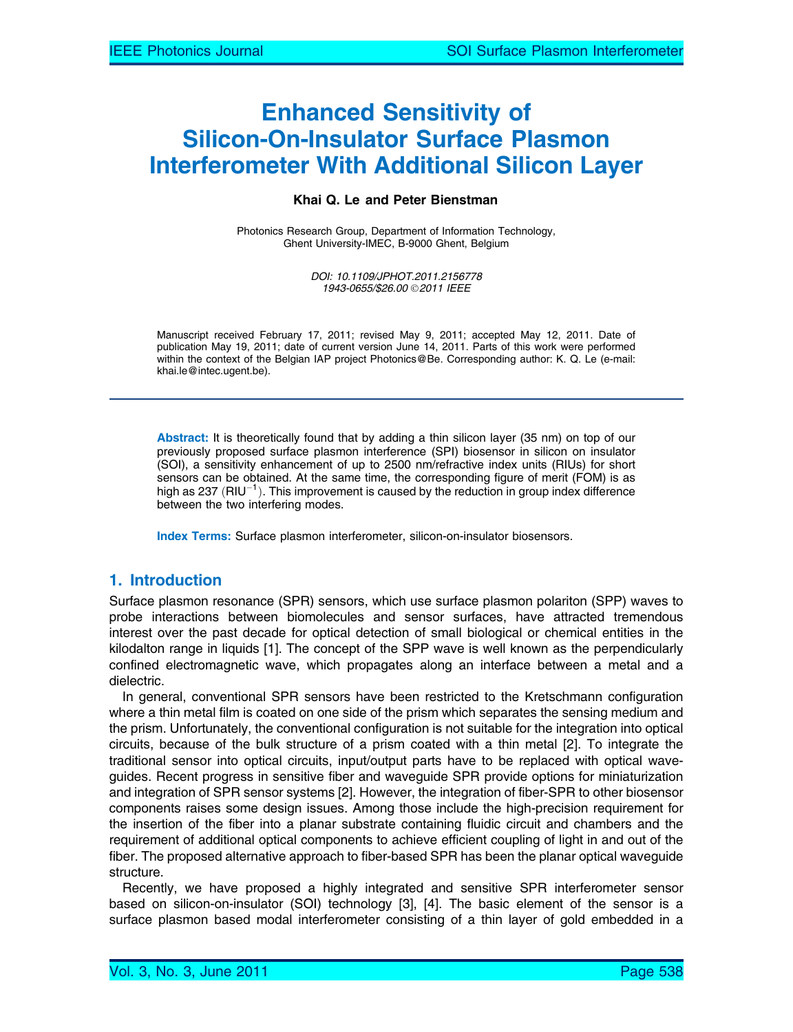# Enhanced Sensitivity of Silicon-On-Insulator Surface Plasmon Interferometer With Additional Silicon Layer

**Khai Q. Le and Peter Bienstman**

Photonics Research Group, Department of Information Technology, Ghent University-IMEC, B-9000 Ghent, Belgium

*DOI: 10.1109/JPHOT.2011.2156778*
*1943-0655/$26.00 ©2011 IEEE*

Manuscript received February 17, 2011; revised May 9, 2011; accepted May 12, 2011. Date of publication May 19, 2011; date of current version June 14, 2011. Parts of this work were performed within the context of the Belgian IAP project Photonics@Be. Corresponding author: K. Q. Le (e-mail: khai.le@intec.ugent.be).

**Abstract:** It is theoretically found that by adding a thin silicon layer (35 nm) on top of our previously proposed surface plasmon interference (SPI) biosensor in silicon on insulator (SOI), a sensitivity enhancement of up to 2500 nm/refractive index units (RIUs) for short sensors can be obtained. At the same time, the corresponding figure of merit (FOM) is as high as 237 ($RIU^{-1}$). This improvement is caused by the reduction in group index difference between the two interfering modes.

**Index Terms:** Surface plasmon interferometer, silicon-on-insulator biosensors.

## 1. Introduction

Surface plasmon resonance (SPR) sensors, which use surface plasmon polariton (SPP) waves to probe interactions between biomolecules and sensor surfaces, have attracted tremendous interest over the past decade for optical detection of small biological or chemical entities in the kilodalton range in liquids [1]. The concept of the SPP wave is well known as the perpendicularly confined electromagnetic wave, which propagates along an interface between a metal and a dielectric.

In general, conventional SPR sensors have been restricted to the Kretschmann configuration where a thin metal film is coated on one side of the prism which separates the sensing medium and the prism. Unfortunately, the conventional configuration is not suitable for the integration into optical circuits, because of the bulk structure of a prism coated with a thin metal [2]. To integrate the traditional sensor into optical circuits, input/output parts have to be replaced with optical waveguides. Recent progress in sensitive fiber and waveguide SPR provide options for miniaturization and integration of SPR sensor systems [2]. However, the integration of fiber-SPR to other biosensor components raises some design issues. Among those include the high-precision requirement for the insertion of the fiber into a planar substrate containing fluidic circuit and chambers and the requirement of additional optical components to achieve efficient coupling of light in and out of the fiber. The proposed alternative approach to fiber-based SPR has been the planar optical waveguide structure.

Recently, we have proposed a highly integrated and sensitive SPR interferometer sensor based on silicon-on-insulator (SOI) technology [3], [4]. The basic element of the sensor is a surface plasmon based modal interferometer consisting of a thin layer of gold embedded in a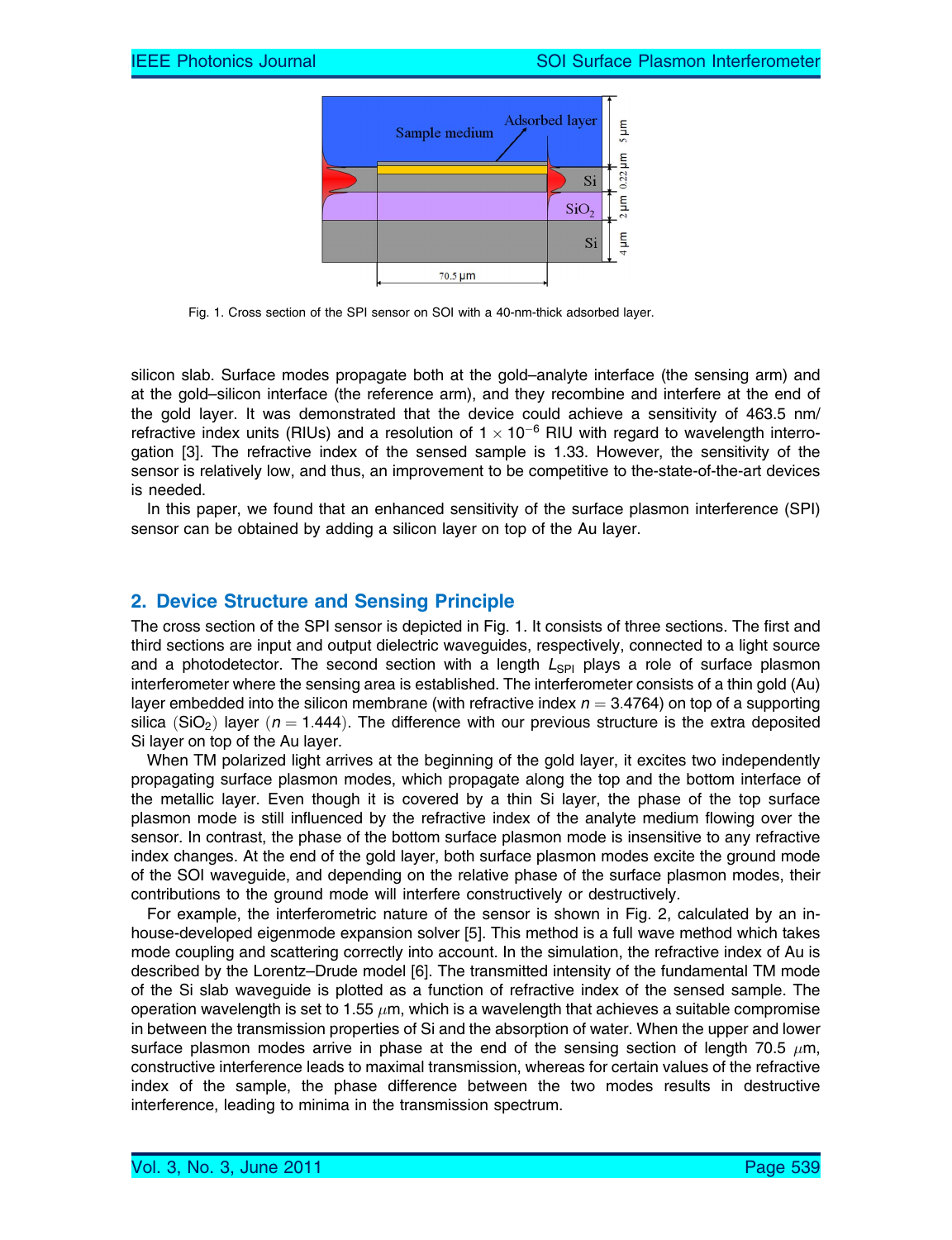Fig. 1. Cross section of the SPI sensor on SOI with a 40-nm-thick adsorbed layer.

silicon slab. Surface modes propagate both at the gold–analyte interface (the sensing arm) and at the gold–silicon interface (the reference arm), and they recombine and interfere at the end of the gold layer. It was demonstrated that the device could achieve a sensitivity of 463.5 nm/ refractive index units (RIUs) and a resolution of $1 \times 10^{-6}$ RIU with regard to wavelength interrogation [3]. The refractive index of the sensed sample is 1.33. However, the sensitivity of the sensor is relatively low, and thus, an improvement to be competitive to the-state-of-the-art devices is needed.

In this paper, we found that an enhanced sensitivity of the surface plasmon interference (SPI) sensor can be obtained by adding a silicon layer on top of the Au layer.

## 2. Device Structure and Sensing Principle

The cross section of the SPI sensor is depicted in Fig. 1. It consists of three sections. The first and third sections are input and output dielectric waveguides, respectively, connected to a light source and a photodetector. The second section with a length $L_{SPI}$ plays a role of surface plasmon interferometer where the sensing area is established. The interferometer consists of a thin gold (Au) layer embedded into the silicon membrane (with refractive index $n = 3.4764$) on top of a supporting silica ($SiO_2$) layer ($n = 1.444$). The difference with our previous structure is the extra deposited Si layer on top of the Au layer.

When TM polarized light arrives at the beginning of the gold layer, it excites two independently propagating surface plasmon modes, which propagate along the top and the bottom interface of the metallic layer. Even though it is covered by a thin Si layer, the phase of the top surface plasmon mode is still influenced by the refractive index of the analyte medium flowing over the sensor. In contrast, the phase of the bottom surface plasmon mode is insensitive to any refractive index changes. At the end of the gold layer, both surface plasmon modes excite the ground mode of the SOI waveguide, and depending on the relative phase of the surface plasmon modes, their contributions to the ground mode will interfere constructively or destructively.

For example, the interferometric nature of the sensor is shown in Fig. 2, calculated by an in-house-developed eigenmode expansion solver [5]. This method is a full wave method which takes mode coupling and scattering correctly into account. In the simulation, the refractive index of Au is described by the Lorentz–Drude model [6]. The transmitted intensity of the fundamental TM mode of the Si slab waveguide is plotted as a function of refractive index of the sensed sample. The operation wavelength is set to 1.55 $\mu$m, which is a wavelength that achieves a suitable compromise in between the transmission properties of Si and the absorption of water. When the upper and lower surface plasmon modes arrive in phase at the end of the sensing section of length 70.5 $\mu$m, constructive interference leads to maximal transmission, whereas for certain values of the refractive index of the sample, the phase difference between the two modes results in destructive interference, leading to minima in the transmission spectrum.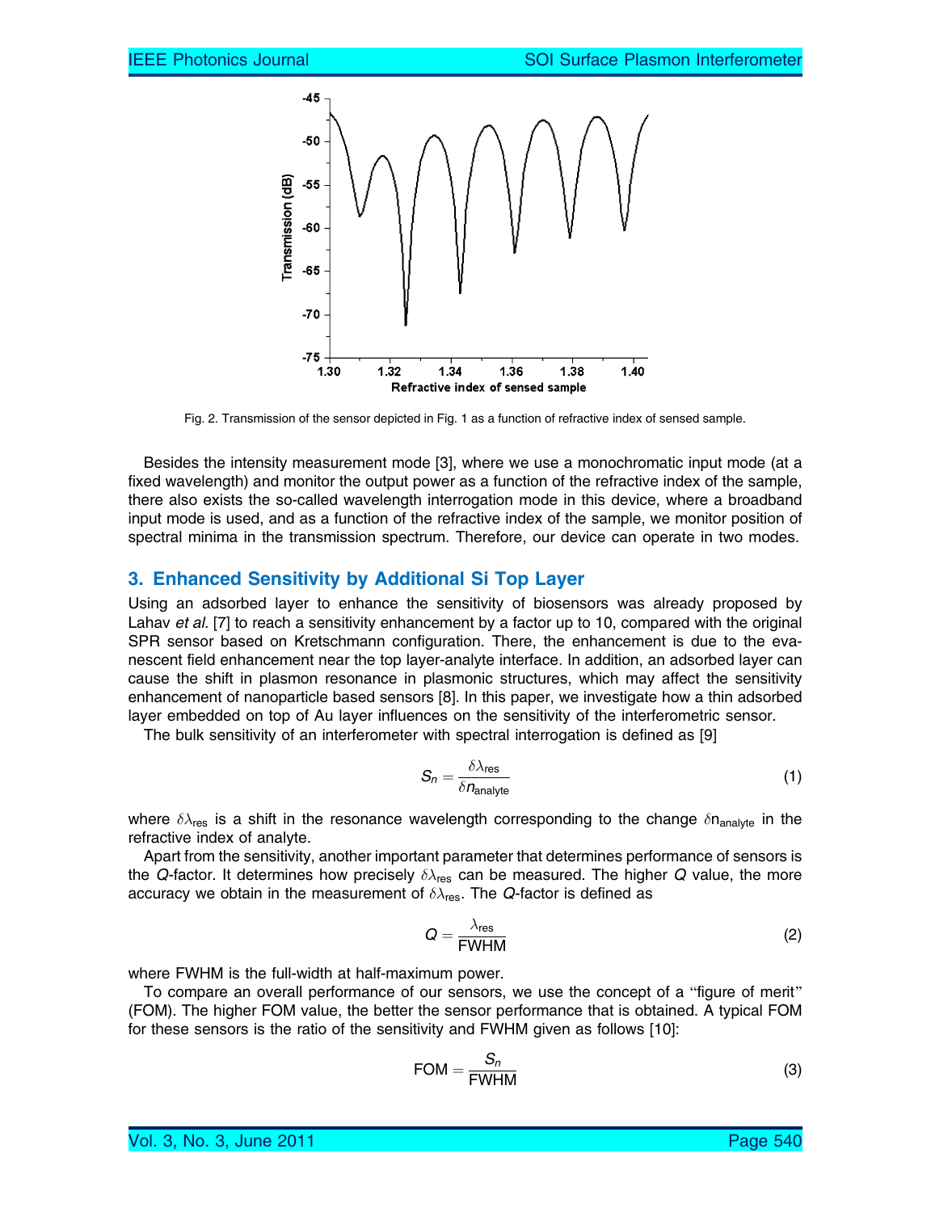Fig. 2. Transmission of the sensor depicted in Fig. 1 as a function of refractive index of sensed sample.

Besides the intensity measurement mode [3], where we use a monochromatic input mode (at a fixed wavelength) and monitor the output power as a function of the refractive index of the sample, there also exists the so-called wavelength interrogation mode in this device, where a broadband input mode is used, and as a function of the refractive index of the sample, we monitor position of spectral minima in the transmission spectrum. Therefore, our device can operate in two modes.

## 3. Enhanced Sensitivity by Additional Si Top Layer

Using an adsorbed layer to enhance the sensitivity of biosensors was already proposed by Lahav *et al.* [7] to reach a sensitivity enhancement by a factor up to 10, compared with the original SPR sensor based on Kretschmann configuration. There, the enhancement is due to the evanescent field enhancement near the top layer-analyte interface. In addition, an adsorbed layer can cause the shift in plasmon resonance in plasmonic structures, which may affect the sensitivity enhancement of nanoparticle based sensors [8]. In this paper, we investigate how a thin adsorbed layer embedded on top of Au layer influences on the sensitivity of the interferometric sensor.

The bulk sensitivity of an interferometer with spectral interrogation is defined as [9]

$$S_n = \frac{\delta\lambda_{\mathrm{res}}}{\delta n_{\mathrm{analyte}}} \tag{1}$$

where $\delta\lambda_{\mathrm{res}}$ is a shift in the resonance wavelength corresponding to the change $\delta n_{\mathrm{analyte}}$ in the refractive index of analyte.

Apart from the sensitivity, another important parameter that determines performance of sensors is the *Q*-factor. It determines how precisely $\delta\lambda_{\mathrm{res}}$ can be measured. The higher *Q* value, the more accuracy we obtain in the measurement of $\delta\lambda_{\mathrm{res}}$. The *Q*-factor is defined as

$$Q = \frac{\lambda_{\mathrm{res}}}{\mathrm{FWHM}} \tag{2}$$

where FWHM is the full-width at half-maximum power.

To compare an overall performance of our sensors, we use the concept of a "figure of merit" (FOM). The higher FOM value, the better the sensor performance that is obtained. A typical FOM for these sensors is the ratio of the sensitivity and FWHM given as follows [10]:

$$\mathrm{FOM} = \frac{S_n}{\mathrm{FWHM}} \tag{3}$$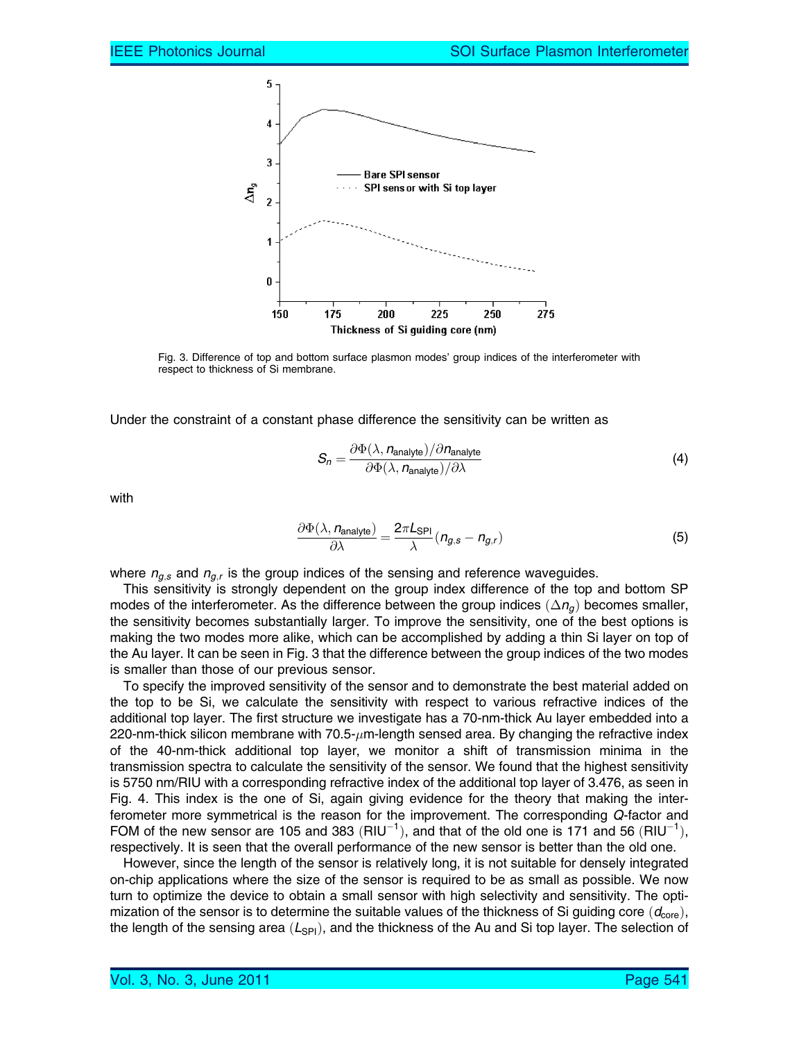Fig. 3. Difference of top and bottom surface plasmon modes' group indices of the interferometer with respect to thickness of Si membrane.

Under the constraint of a constant phase difference the sensitivity can be written as

$$S_n = \frac{\partial\Phi(\lambda, n_{\text{analyte}})/\partial n_{\text{analyte}}}{\partial\Phi(\lambda, n_{\text{analyte}})/\partial\lambda} \tag{4}$$

with

$$\frac{\partial\Phi(\lambda, n_{\text{analyte}})}{\partial\lambda} = \frac{2\pi L_{\text{SPI}}}{\lambda}(n_{g,s} - n_{g,r}) \tag{5}$$

where $n_{g,s}$ and $n_{g,r}$ is the group indices of the sensing and reference waveguides.

This sensitivity is strongly dependent on the group index difference of the top and bottom SP modes of the interferometer. As the difference between the group indices $(\Delta n_g)$ becomes smaller, the sensitivity becomes substantially larger. To improve the sensitivity, one of the best options is making the two modes more alike, which can be accomplished by adding a thin Si layer on top of the Au layer. It can be seen in Fig. 3 that the difference between the group indices of the two modes is smaller than those of our previous sensor.

To specify the improved sensitivity of the sensor and to demonstrate the best material added on the top to be Si, we calculate the sensitivity with respect to various refractive indices of the additional top layer. The first structure we investigate has a 70-nm-thick Au layer embedded into a 220-nm-thick silicon membrane with 70.5-$\mu$m-length sensed area. By changing the refractive index of the 40-nm-thick additional top layer, we monitor a shift of transmission minima in the transmission spectra to calculate the sensitivity of the sensor. We found that the highest sensitivity is 5750 nm/RIU with a corresponding refractive index of the additional top layer of 3.476, as seen in Fig. 4. This index is the one of Si, again giving evidence for the theory that making the interferometer more symmetrical is the reason for the improvement. The corresponding $Q$-factor and FOM of the new sensor are 105 and 383 $(\text{RIU}^{-1})$, and that of the old one is 171 and 56 $(\text{RIU}^{-1})$, respectively. It is seen that the overall performance of the new sensor is better than the old one.

However, since the length of the sensor is relatively long, it is not suitable for densely integrated on-chip applications where the size of the sensor is required to be as small as possible. We now turn to optimize the device to obtain a small sensor with high selectivity and sensitivity. The optimization of the sensor is to determine the suitable values of the thickness of Si guiding core $(d_{\text{core}})$, the length of the sensing area $(L_{\text{SPI}})$, and the thickness of the Au and Si top layer. The selection of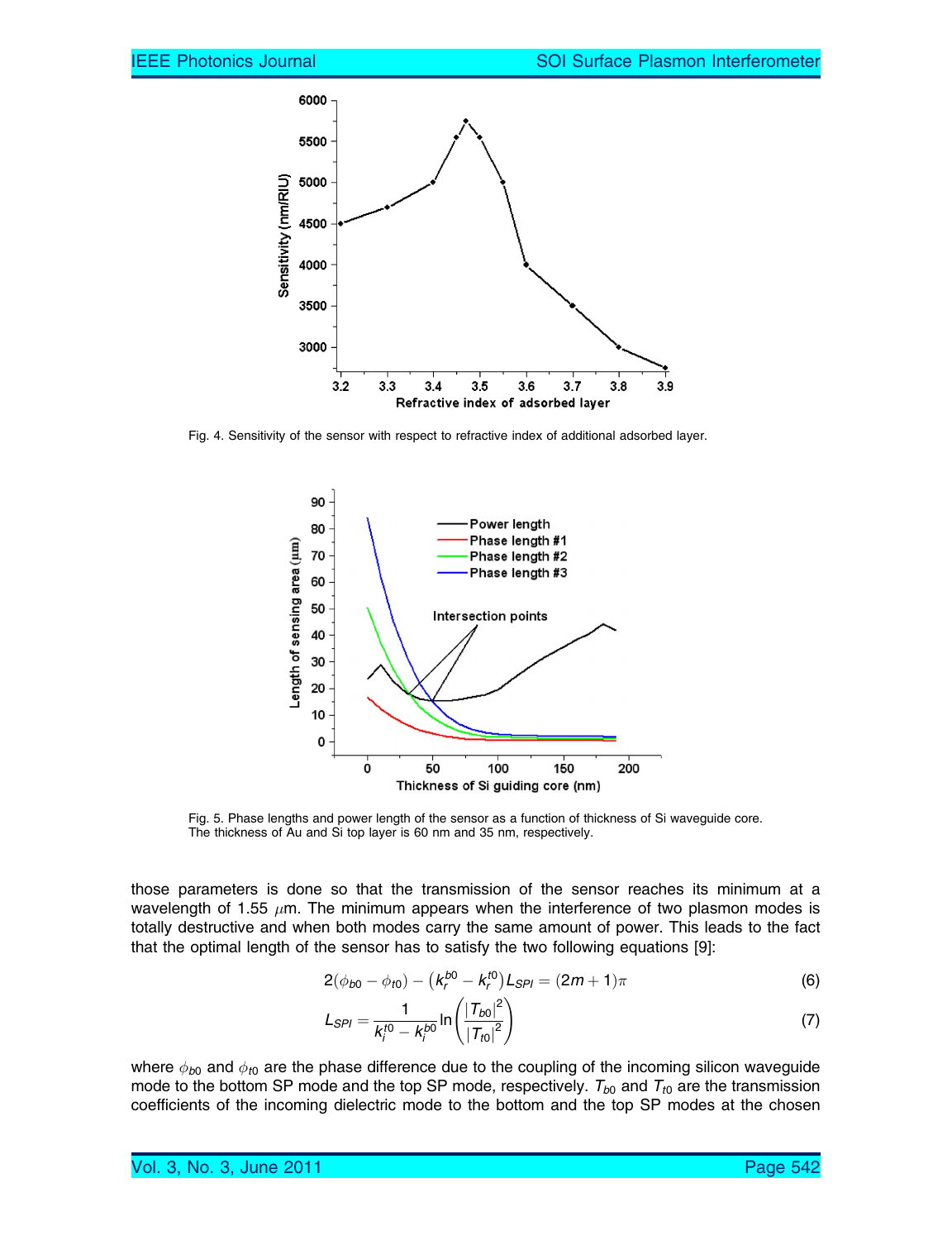Fig. 4. Sensitivity of the sensor with respect to refractive index of additional adsorbed layer.

Fig. 5. Phase lengths and power length of the sensor as a function of thickness of Si waveguide core. The thickness of Au and Si top layer is 60 nm and 35 nm, respectively.

those parameters is done so that the transmission of the sensor reaches its minimum at a wavelength of 1.55 $\mu$m. The minimum appears when the interference of two plasmon modes is totally destructive and when both modes carry the same amount of power. This leads to the fact that the optimal length of the sensor has to satisfy the two following equations [9]:

$$2(\phi_{b0} - \phi_{t0}) - \left(k_r^{b0} - k_r^{t0}\right) L_{SPI} = (2m + 1)\pi \tag{6}$$

$$L_{SPI} = \frac{1}{k_i^{t0} - k_i^{b0}} \ln\left(\frac{|T_{b0}|^2}{|T_{t0}|^2}\right) \tag{7}$$

where $\phi_{b0}$ and $\phi_{t0}$ are the phase difference due to the coupling of the incoming silicon waveguide mode to the bottom SP mode and the top SP mode, respectively. $T_{b0}$ and $T_{t0}$ are the transmission coefficients of the incoming dielectric mode to the bottom and the top SP modes at the chosen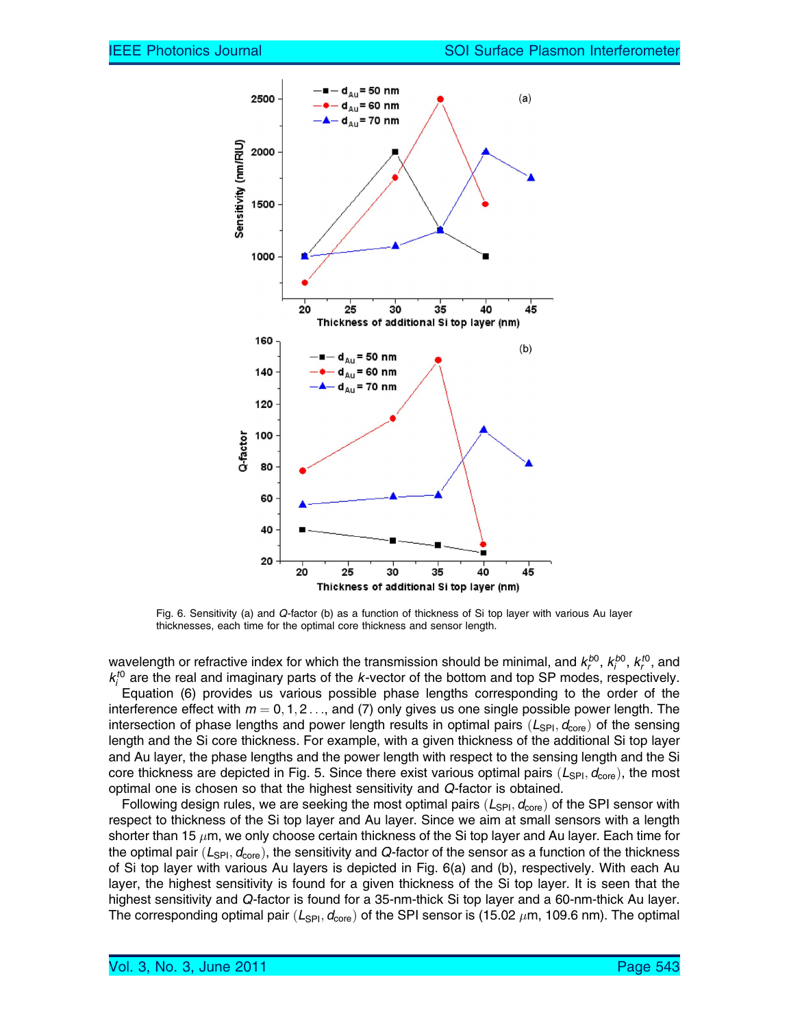Fig. 6. Sensitivity (a) and $Q$-factor (b) as a function of thickness of Si top layer with various Au layer thicknesses, each time for the optimal core thickness and sensor length.

wavelength or refractive index for which the transmission should be minimal, and $k_r^{b0}$, $k_i^{b0}$, $k_r^{t0}$, and $k_i^{t0}$ are the real and imaginary parts of the $k$-vector of the bottom and top SP modes, respectively.

Equation (6) provides us various possible phase lengths corresponding to the order of the interference effect with $m = 0, 1, 2 \ldots$, and (7) only gives us one single possible power length. The intersection of phase lengths and power length results in optimal pairs $(L_{\text{SPI}}, d_{\text{core}})$ of the sensing length and the Si core thickness. For example, with a given thickness of the additional Si top layer and Au layer, the phase lengths and the power length with respect to the sensing length and the Si core thickness are depicted in Fig. 5. Since there exist various optimal pairs $(L_{\text{SPI}}, d_{\text{core}})$, the most optimal one is chosen so that the highest sensitivity and $Q$-factor is obtained.

Following design rules, we are seeking the most optimal pairs $(L_{\text{SPI}}, d_{\text{core}})$ of the SPI sensor with respect to thickness of the Si top layer and Au layer. Since we aim at small sensors with a length shorter than 15 $\mu$m, we only choose certain thickness of the Si top layer and Au layer. Each time for the optimal pair $(L_{\text{SPI}}, d_{\text{core}})$, the sensitivity and $Q$-factor of the sensor as a function of the thickness of Si top layer with various Au layers is depicted in Fig. 6(a) and (b), respectively. With each Au layer, the highest sensitivity is found for a given thickness of the Si top layer. It is seen that the highest sensitivity and $Q$-factor is found for a 35-nm-thick Si top layer and a 60-nm-thick Au layer. The corresponding optimal pair $(L_{\text{SPI}}, d_{\text{core}})$ of the SPI sensor is (15.02 $\mu$m, 109.6 nm). The optimal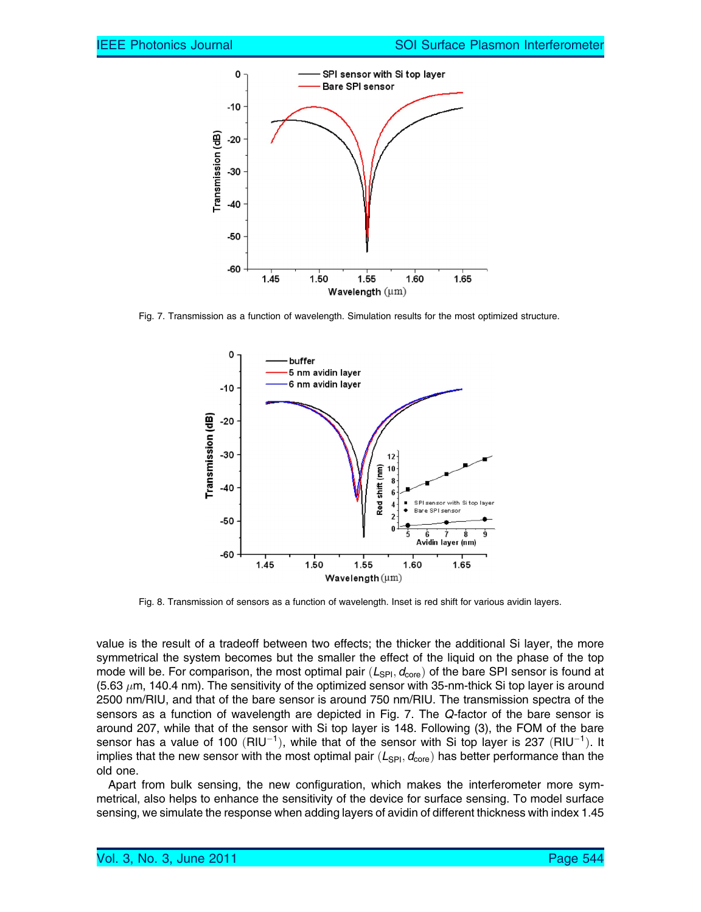Fig. 7. Transmission as a function of wavelength. Simulation results for the most optimized structure.

Fig. 8. Transmission of sensors as a function of wavelength. Inset is red shift for various avidin layers.

value is the result of a tradeoff between two effects; the thicker the additional Si layer, the more symmetrical the system becomes but the smaller the effect of the liquid on the phase of the top mode will be. For comparison, the most optimal pair ($L_{SPI}$, $d_{core}$) of the bare SPI sensor is found at (5.63 $\mu$m, 140.4 nm). The sensitivity of the optimized sensor with 35-nm-thick Si top layer is around 2500 nm/RIU, and that of the bare sensor is around 750 nm/RIU. The transmission spectra of the sensors as a function of wavelength are depicted in Fig. 7. The $Q$-factor of the bare sensor is around 207, while that of the sensor with Si top layer is 148. Following (3), the FOM of the bare sensor has a value of 100 ($\text{RIU}^{-1}$), while that of the sensor with Si top layer is 237 ($\text{RIU}^{-1}$). It implies that the new sensor with the most optimal pair ($L_{SPI}$, $d_{core}$) has better performance than the old one.

Apart from bulk sensing, the new configuration, which makes the interferometer more symmetrical, also helps to enhance the sensitivity of the device for surface sensing. To model surface sensing, we simulate the response when adding layers of avidin of different thickness with index 1.45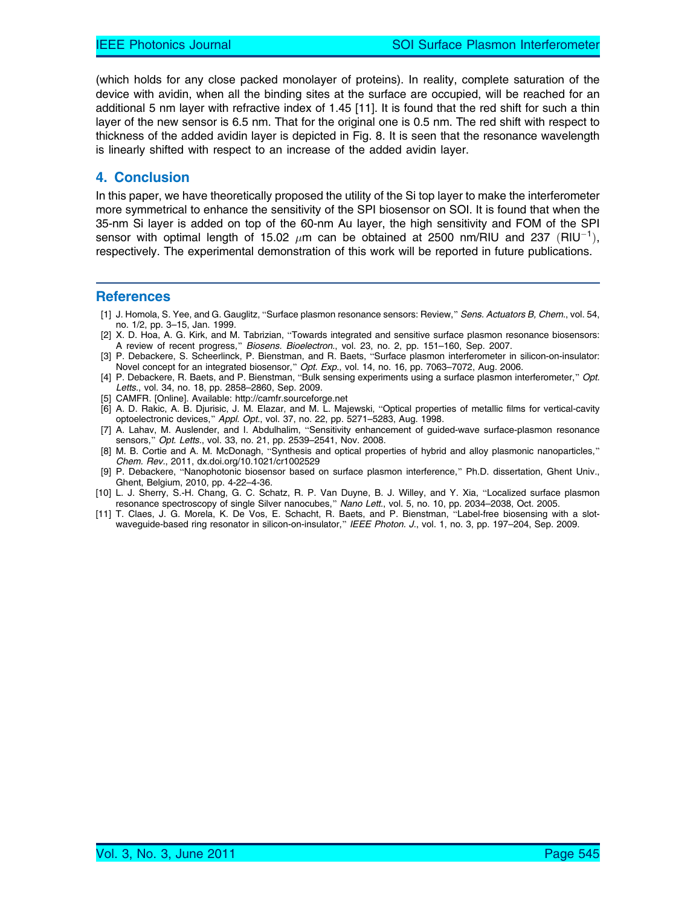(which holds for any close packed monolayer of proteins). In reality, complete saturation of the device with avidin, when all the binding sites at the surface are occupied, will be reached for an additional 5 nm layer with refractive index of 1.45 [11]. It is found that the red shift for such a thin layer of the new sensor is 6.5 nm. That for the original one is 0.5 nm. The red shift with respect to thickness of the added avidin layer is depicted in Fig. 8. It is seen that the resonance wavelength is linearly shifted with respect to an increase of the added avidin layer.

## 4. Conclusion

In this paper, we have theoretically proposed the utility of the Si top layer to make the interferometer more symmetrical to enhance the sensitivity of the SPI biosensor on SOI. It is found that when the 35-nm Si layer is added on top of the 60-nm Au layer, the high sensitivity and FOM of the SPI sensor with optimal length of 15.02 $\mu$m can be obtained at 2500 nm/RIU and 237 $(\text{RIU}^{-1})$, respectively. The experimental demonstration of this work will be reported in future publications.

## References

[1] J. Homola, S. Yee, and G. Gauglitz, "Surface plasmon resonance sensors: Review," *Sens. Actuators B, Chem.*, vol. 54, no. 1/2, pp. 3–15, Jan. 1999.

[2] X. D. Hoa, A. G. Kirk, and M. Tabrizian, "Towards integrated and sensitive surface plasmon resonance biosensors: A review of recent progress," *Biosens. Bioelectron.*, vol. 23, no. 2, pp. 151–160, Sep. 2007.

[3] P. Debackere, S. Scheerlinck, P. Bienstman, and R. Baets, "Surface plasmon interferometer in silicon-on-insulator: Novel concept for an integrated biosensor," *Opt. Exp.*, vol. 14, no. 16, pp. 7063–7072, Aug. 2006.

[4] P. Debackere, R. Baets, and P. Bienstman, "Bulk sensing experiments using a surface plasmon interferometer," *Opt. Letts.*, vol. 34, no. 18, pp. 2858–2860, Sep. 2009.

[5] CAMFR. [Online]. Available: http://camfr.sourceforge.net

[6] A. D. Rakic, A. B. Djurisic, J. M. Elazar, and M. L. Majewski, "Optical properties of metallic films for vertical-cavity optoelectronic devices," *Appl. Opt.*, vol. 37, no. 22, pp. 5271–5283, Aug. 1998.

[7] A. Lahav, M. Auslender, and I. Abdulhalim, "Sensitivity enhancement of guided-wave surface-plasmon resonance sensors," *Opt. Letts.*, vol. 33, no. 21, pp. 2539–2541, Nov. 2008.

[8] M. B. Cortie and A. M. McDonagh, "Synthesis and optical properties of hybrid and alloy plasmonic nanoparticles," *Chem. Rev.*, 2011, dx.doi.org/10.1021/cr1002529

[9] P. Debackere, "Nanophotonic biosensor based on surface plasmon interference," Ph.D. dissertation, Ghent Univ., Ghent, Belgium, 2010, pp. 4-22–4-36.

[10] L. J. Sherry, S.-H. Chang, G. C. Schatz, R. P. Van Duyne, B. J. Willey, and Y. Xia, "Localized surface plasmon resonance spectroscopy of single Silver nanocubes," *Nano Lett.*, vol. 5, no. 10, pp. 2034–2038, Oct. 2005.

[11] T. Claes, J. G. Morela, K. De Vos, E. Schacht, R. Baets, and P. Bienstman, "Label-free biosensing with a slot-waveguide-based ring resonator in silicon-on-insulator," *IEEE Photon. J.*, vol. 1, no. 3, pp. 197–204, Sep. 2009.